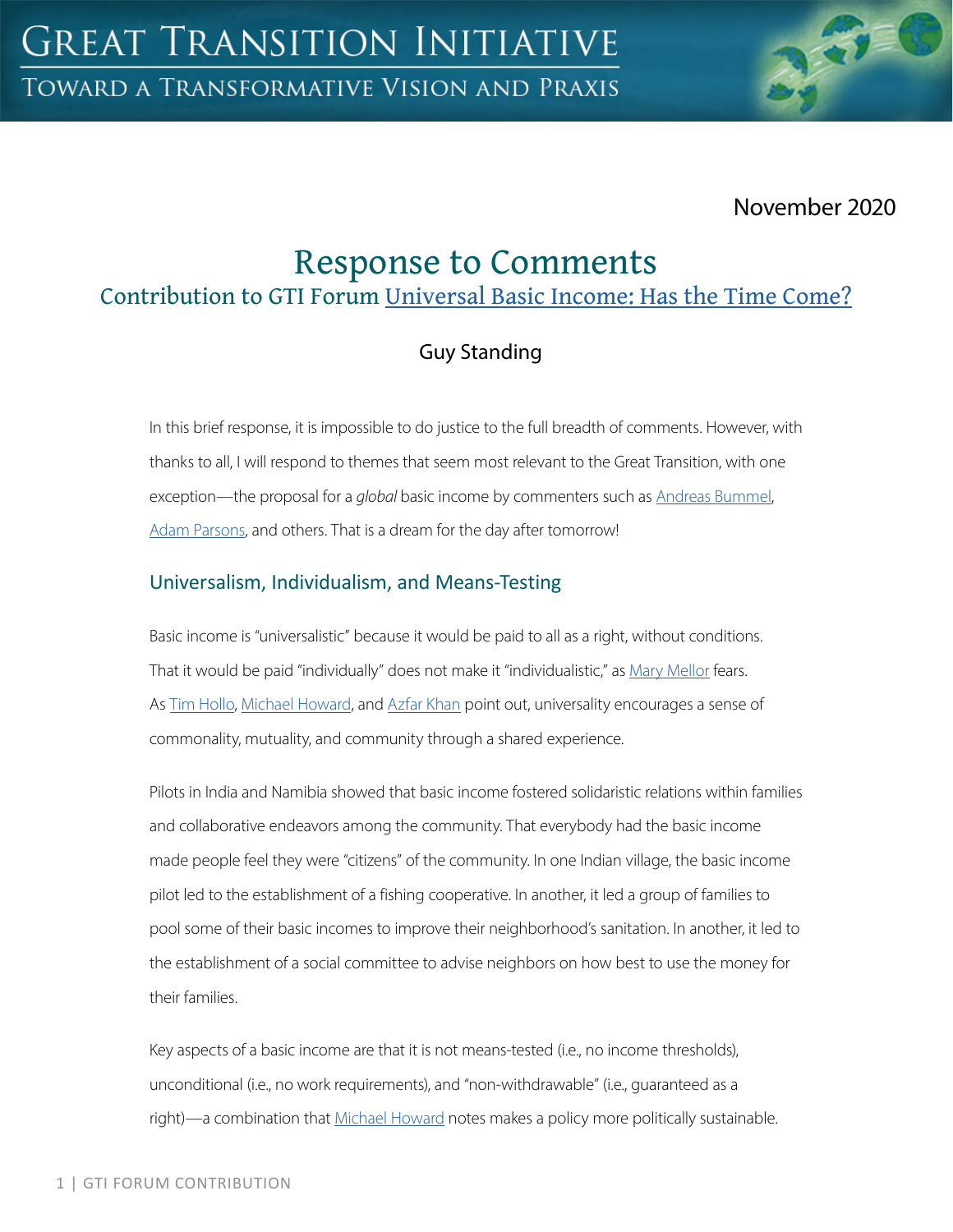# Great Transition Initiative

## Toward a Transformative Vision and Praxis

November 2020

# Response to Comments

## Contribution to GTI Forum Universal Basic Income: Has the Time Come?

Guy Standing

In this brief response, it is impossible to do justice to the full breadth of comments. However, with thanks to all, I will respond to themes that seem most relevant to the Great Transition, with one exception—the proposal for a *global* basic income by commenters such as Andreas Bummel, Adam Parsons, and others. That is a dream for the day after tomorrow!

### Universalism, Individualism, and Means-Testing

Basic income is "universalistic" because it would be paid to all as a right, without conditions. That it would be paid "individually" does not make it "individualistic," as Mary Mellor fears. As Tim Hollo, Michael Howard, and Azfar Khan point out, universality encourages a sense of commonality, mutuality, and community through a shared experience.

Pilots in India and Namibia showed that basic income fostered solidaristic relations within families and collaborative endeavors among the community. That everybody had the basic income made people feel they were "citizens" of the community. In one Indian village, the basic income pilot led to the establishment of a fishing cooperative. In another, it led a group of families to pool some of their basic incomes to improve their neighborhood's sanitation. In another, it led to the establishment of a social committee to advise neighbors on how best to use the money for their families.

Key aspects of a basic income are that it is not means-tested (i.e., no income thresholds), unconditional (i.e., no work requirements), and "non-withdrawable" (i.e., guaranteed as a right)—a combination that Michael Howard notes makes a policy more politically sustainable.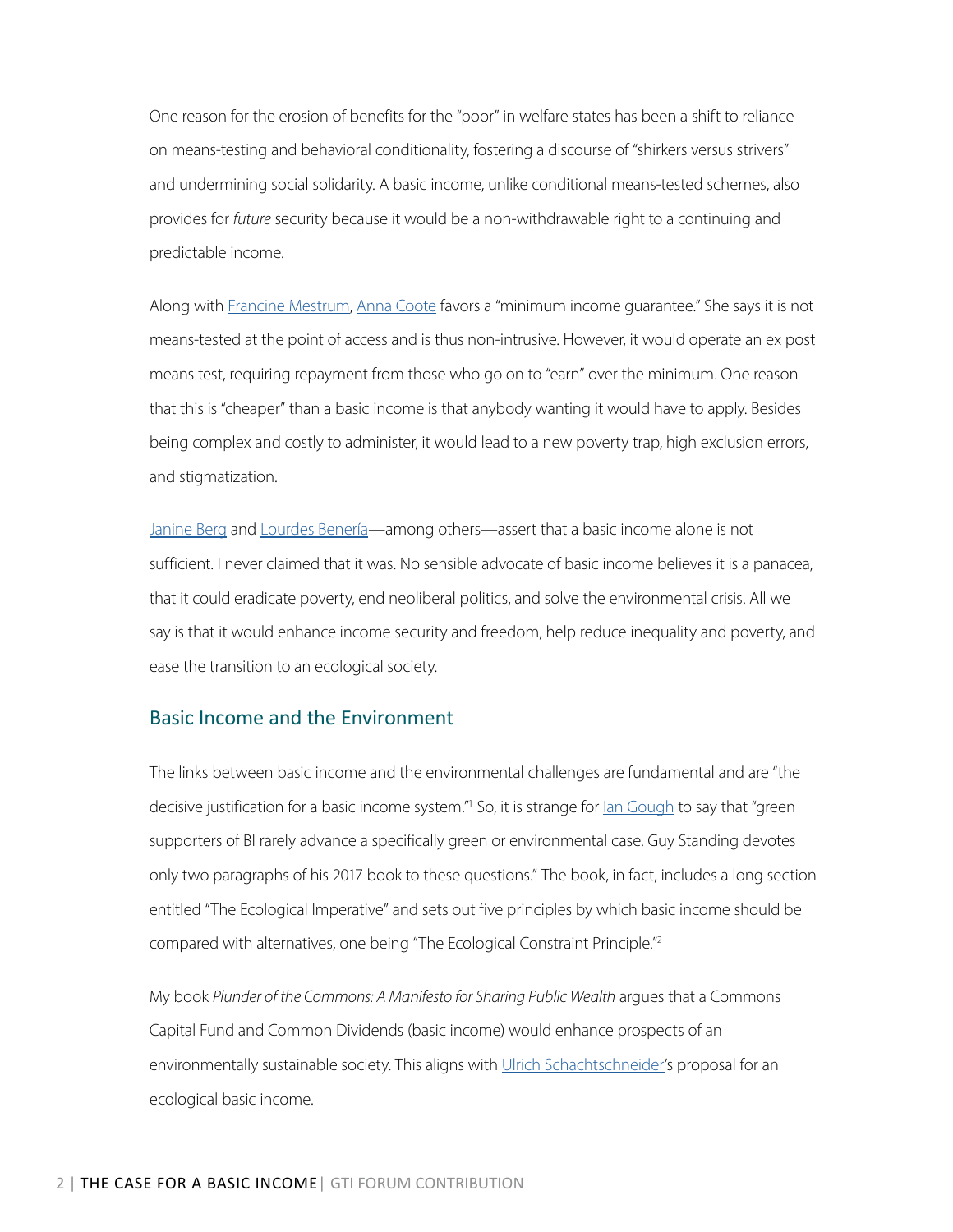One reason for the erosion of benefits for the "poor" in welfare states has been a shift to reliance on means-testing and behavioral conditionality, fostering a discourse of "shirkers versus strivers" and undermining social solidarity. A basic income, unlike conditional means-tested schemes, also provides for *future* security because it would be a non-withdrawable right to a continuing and predictable income.

Along with Francine Mestrum, Anna Coote favors a "minimum income guarantee." She says it is not means-tested at the point of access and is thus non-intrusive. However, it would operate an ex post means test, requiring repayment from those who go on to "earn" over the minimum. One reason that this is "cheaper" than a basic income is that anybody wanting it would have to apply. Besides being complex and costly to administer, it would lead to a new poverty trap, high exclusion errors, and stigmatization.

Janine Berg and Lourdes Benería—among others—assert that a basic income alone is not sufficient. I never claimed that it was. No sensible advocate of basic income believes it is a panacea, that it could eradicate poverty, end neoliberal politics, and solve the environmental crisis. All we say is that it would enhance income security and freedom, help reduce inequality and poverty, and ease the transition to an ecological society.

## Basic Income and the Environment

The links between basic income and the environmental challenges are fundamental and are "the decisive justification for a basic income system."[1] So, it is strange for Ian Gough to say that "green supporters of BI rarely advance a specifically green or environmental case. Guy Standing devotes only two paragraphs of his 2017 book to these questions." The book, in fact, includes a long section entitled "The Ecological Imperative" and sets out five principles by which basic income should be compared with alternatives, one being "The Ecological Constraint Principle."[2]

My book *Plunder of the Commons: A Manifesto for Sharing Public Wealth* argues that a Commons Capital Fund and Common Dividends (basic income) would enhance prospects of an environmentally sustainable society. This aligns with Ulrich Schachtschneider's proposal for an ecological basic income.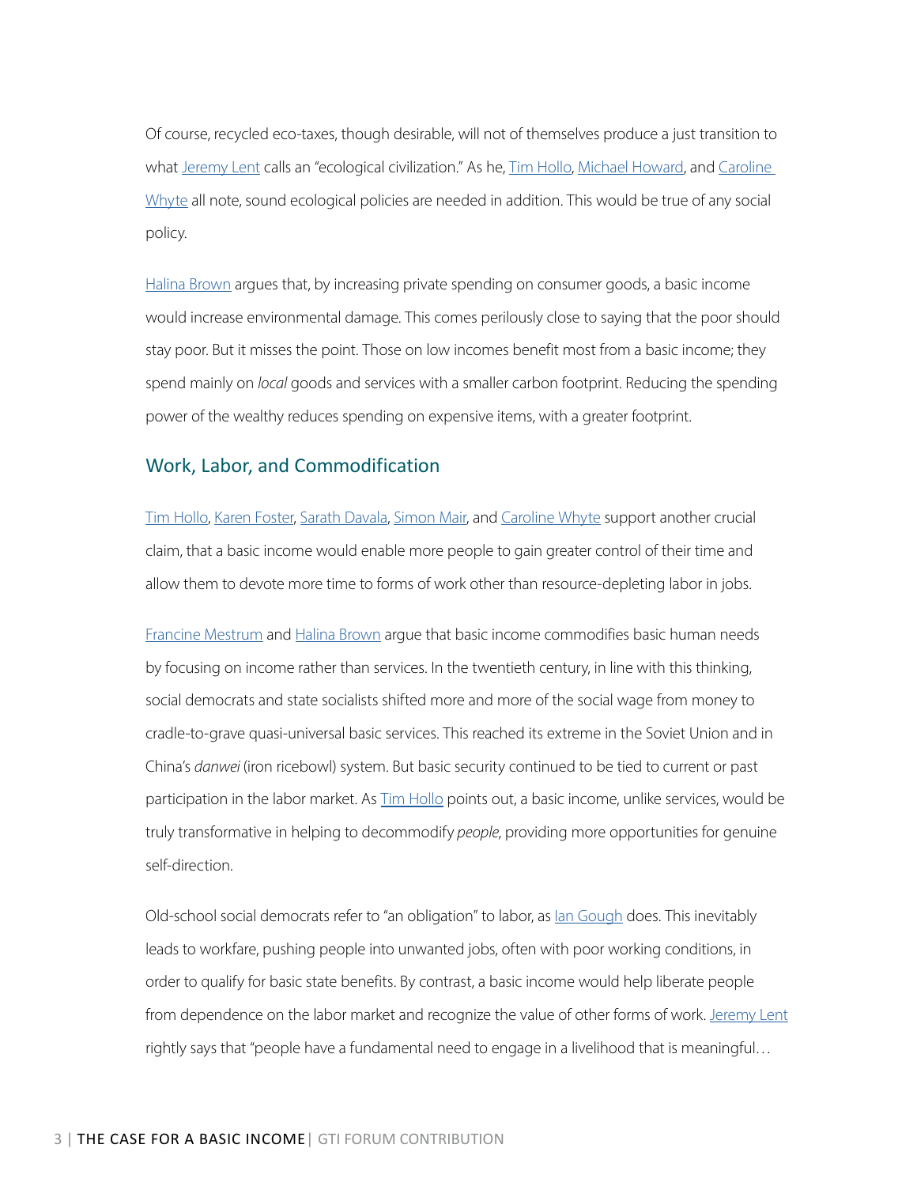Of course, recycled eco-taxes, though desirable, will not of themselves produce a just transition to what Jeremy Lent calls an "ecological civilization." As he, Tim Hollo, Michael Howard, and Caroline Whyte all note, sound ecological policies are needed in addition. This would be true of any social policy.

Halina Brown argues that, by increasing private spending on consumer goods, a basic income would increase environmental damage. This comes perilously close to saying that the poor should stay poor. But it misses the point. Those on low incomes benefit most from a basic income; they spend mainly on *local* goods and services with a smaller carbon footprint. Reducing the spending power of the wealthy reduces spending on expensive items, with a greater footprint.

## Work, Labor, and Commodification

Tim Hollo, Karen Foster, Sarath Davala, Simon Mair, and Caroline Whyte support another crucial claim, that a basic income would enable more people to gain greater control of their time and allow them to devote more time to forms of work other than resource-depleting labor in jobs.

Francine Mestrum and Halina Brown argue that basic income commodifies basic human needs by focusing on income rather than services. In the twentieth century, in line with this thinking, social democrats and state socialists shifted more and more of the social wage from money to cradle-to-grave quasi-universal basic services. This reached its extreme in the Soviet Union and in China's *danwei* (iron ricebowl) system. But basic security continued to be tied to current or past participation in the labor market. As Tim Hollo points out, a basic income, unlike services, would be truly transformative in helping to decommodify *people*, providing more opportunities for genuine self-direction.

Old-school social democrats refer to "an obligation" to labor, as Ian Gough does. This inevitably leads to workfare, pushing people into unwanted jobs, often with poor working conditions, in order to qualify for basic state benefits. By contrast, a basic income would help liberate people from dependence on the labor market and recognize the value of other forms of work. Jeremy Lent rightly says that "people have a fundamental need to engage in a livelihood that is meaningful…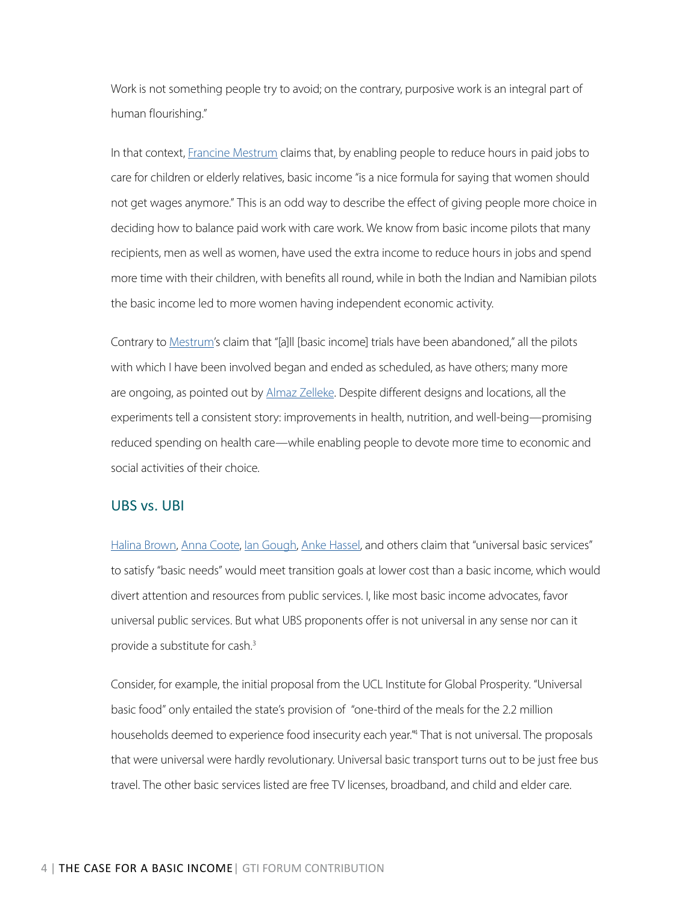Work is not something people try to avoid; on the contrary, purposive work is an integral part of human flourishing."

In that context, Francine Mestrum claims that, by enabling people to reduce hours in paid jobs to care for children or elderly relatives, basic income "is a nice formula for saying that women should not get wages anymore." This is an odd way to describe the effect of giving people more choice in deciding how to balance paid work with care work. We know from basic income pilots that many recipients, men as well as women, have used the extra income to reduce hours in jobs and spend more time with their children, with benefits all round, while in both the Indian and Namibian pilots the basic income led to more women having independent economic activity.

Contrary to Mestrum's claim that "[a]ll [basic income] trials have been abandoned," all the pilots with which I have been involved began and ended as scheduled, as have others; many more are ongoing, as pointed out by Almaz Zelleke. Despite different designs and locations, all the experiments tell a consistent story: improvements in health, nutrition, and well-being—promising reduced spending on health care—while enabling people to devote more time to economic and social activities of their choice.

## UBS vs. UBI

Halina Brown, Anna Coote, Ian Gough, Anke Hassel, and others claim that "universal basic services" to satisfy "basic needs" would meet transition goals at lower cost than a basic income, which would divert attention and resources from public services. I, like most basic income advocates, favor universal public services. But what UBS proponents offer is not universal in any sense nor can it provide a substitute for cash.[3]

Consider, for example, the initial proposal from the UCL Institute for Global Prosperity. "Universal basic food" only entailed the state's provision of "one-third of the meals for the 2.2 million households deemed to experience food insecurity each year."[4] That is not universal. The proposals that were universal were hardly revolutionary. Universal basic transport turns out to be just free bus travel. The other basic services listed are free TV licenses, broadband, and child and elder care.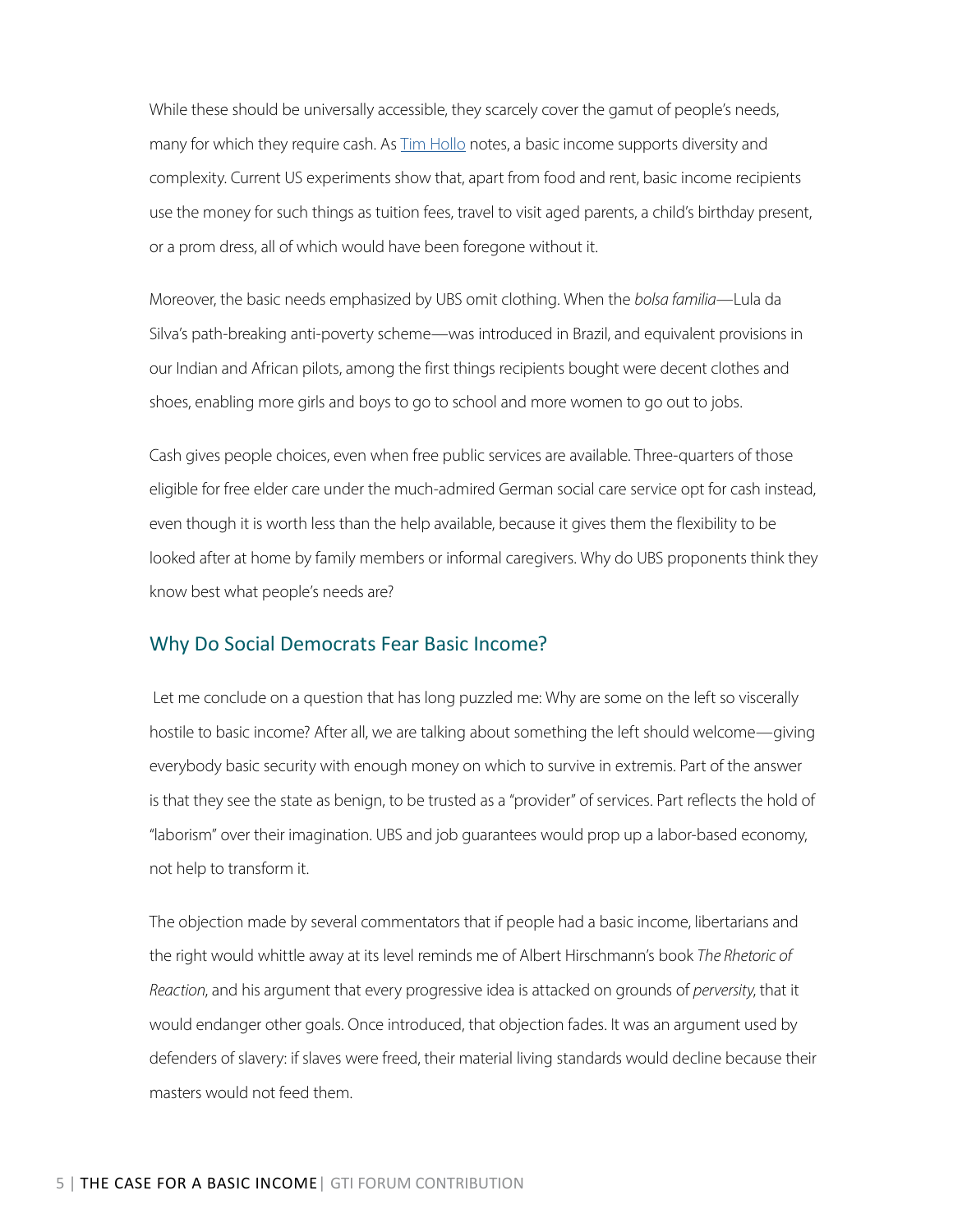While these should be universally accessible, they scarcely cover the gamut of people's needs, many for which they require cash. As [Tim Hollo](#) notes, a basic income supports diversity and complexity. Current US experiments show that, apart from food and rent, basic income recipients use the money for such things as tuition fees, travel to visit aged parents, a child's birthday present, or a prom dress, all of which would have been foregone without it.

Moreover, the basic needs emphasized by UBS omit clothing. When the *bolsa familia*—Lula da Silva's path-breaking anti-poverty scheme—was introduced in Brazil, and equivalent provisions in our Indian and African pilots, among the first things recipients bought were decent clothes and shoes, enabling more girls and boys to go to school and more women to go out to jobs.

Cash gives people choices, even when free public services are available. Three-quarters of those eligible for free elder care under the much-admired German social care service opt for cash instead, even though it is worth less than the help available, because it gives them the flexibility to be looked after at home by family members or informal caregivers. Why do UBS proponents think they know best what people's needs are?

## Why Do Social Democrats Fear Basic Income?

Let me conclude on a question that has long puzzled me: Why are some on the left so viscerally hostile to basic income? After all, we are talking about something the left should welcome—giving everybody basic security with enough money on which to survive in extremis. Part of the answer is that they see the state as benign, to be trusted as a "provider" of services. Part reflects the hold of "laborism" over their imagination. UBS and job guarantees would prop up a labor-based economy, not help to transform it.

The objection made by several commentators that if people had a basic income, libertarians and the right would whittle away at its level reminds me of Albert Hirschmann's book *The Rhetoric of Reaction*, and his argument that every progressive idea is attacked on grounds of *perversity*, that it would endanger other goals. Once introduced, that objection fades. It was an argument used by defenders of slavery: if slaves were freed, their material living standards would decline because their masters would not feed them.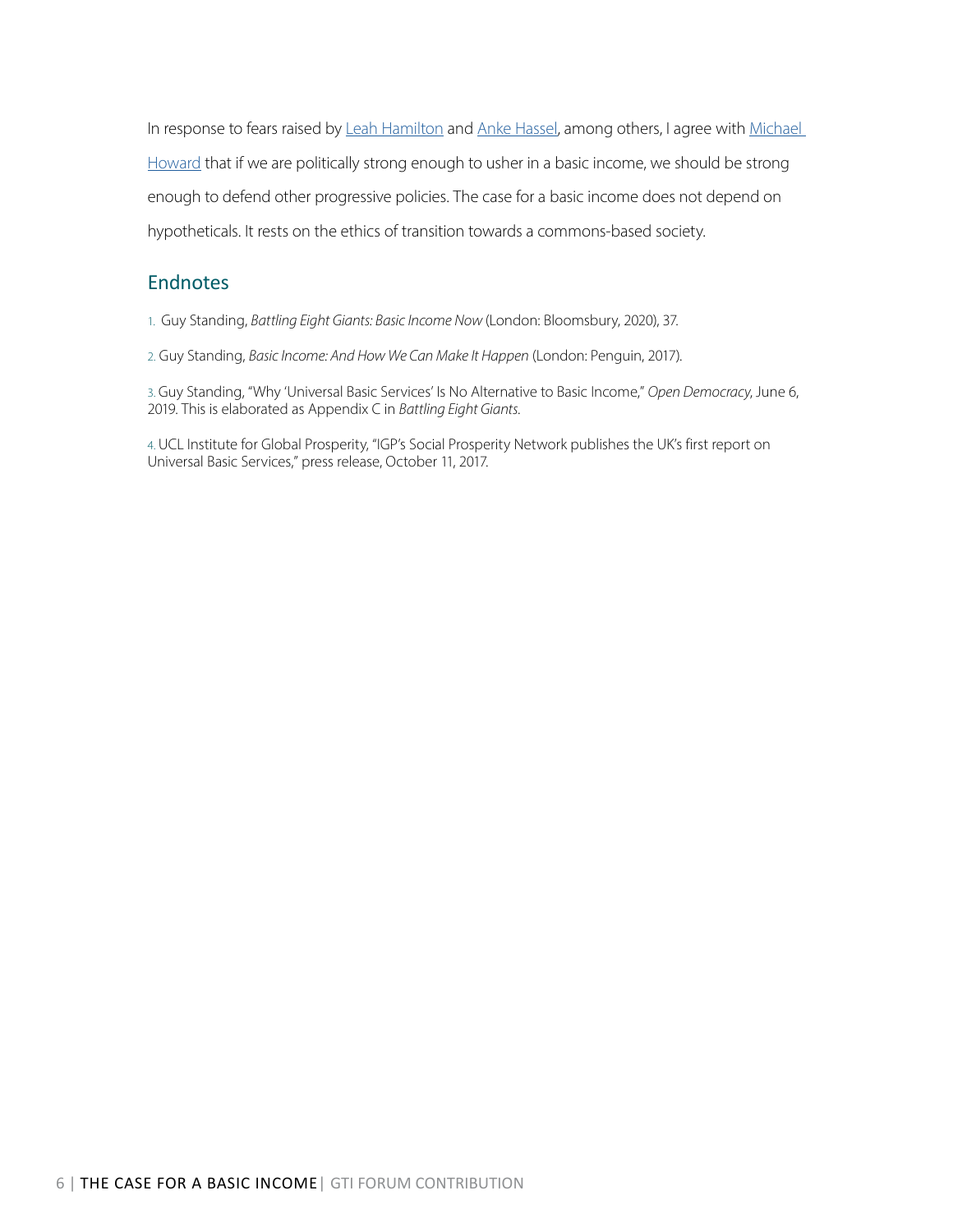In response to fears raised by Leah Hamilton and Anke Hassel, among others, I agree with Michael Howard that if we are politically strong enough to usher in a basic income, we should be strong enough to defend other progressive policies. The case for a basic income does not depend on hypotheticals. It rests on the ethics of transition towards a commons-based society.

## Endnotes

1. Guy Standing, *Battling Eight Giants: Basic Income Now* (London: Bloomsbury, 2020), 37.

2. Guy Standing, *Basic Income: And How We Can Make It Happen* (London: Penguin, 2017).

3. Guy Standing, "Why 'Universal Basic Services' Is No Alternative to Basic Income," *Open Democracy*, June 6, 2019. This is elaborated as Appendix C in *Battling Eight Giants*.

4. UCL Institute for Global Prosperity, "IGP's Social Prosperity Network publishes the UK's first report on Universal Basic Services," press release, October 11, 2017.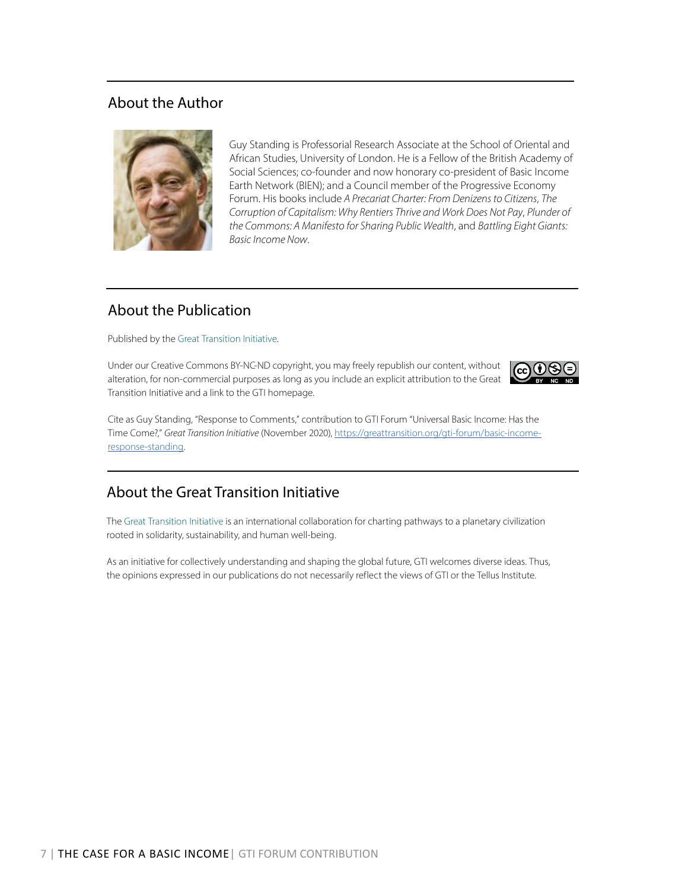## About the Author

Guy Standing is Professorial Research Associate at the School of Oriental and African Studies, University of London. He is a Fellow of the British Academy of Social Sciences; co-founder and now honorary co-president of Basic Income Earth Network (BIEN); and a Council member of the Progressive Economy Forum. His books include *A Precariat Charter: From Denizens to Citizens*, *The Corruption of Capitalism: Why Rentiers Thrive and Work Does Not Pay*, *Plunder of the Commons: A Manifesto for Sharing Public Wealth*, and *Battling Eight Giants: Basic Income Now*.

## About the Publication

Published by the Great Transition Initiative.

Under our Creative Commons BY-NC-ND copyright, you may freely republish our content, without alteration, for non-commercial purposes as long as you include an explicit attribution to the Great Transition Initiative and a link to the GTI homepage.

Cite as Guy Standing, "Response to Comments," contribution to GTI Forum "Universal Basic Income: Has the Time Come?," *Great Transition Initiative* (November 2020), https://greattransition.org/gti-forum/basic-income-response-standing.

## About the Great Transition Initiative

The Great Transition Initiative is an international collaboration for charting pathways to a planetary civilization rooted in solidarity, sustainability, and human well-being.

As an initiative for collectively understanding and shaping the global future, GTI welcomes diverse ideas. Thus, the opinions expressed in our publications do not necessarily reflect the views of GTI or the Tellus Institute.